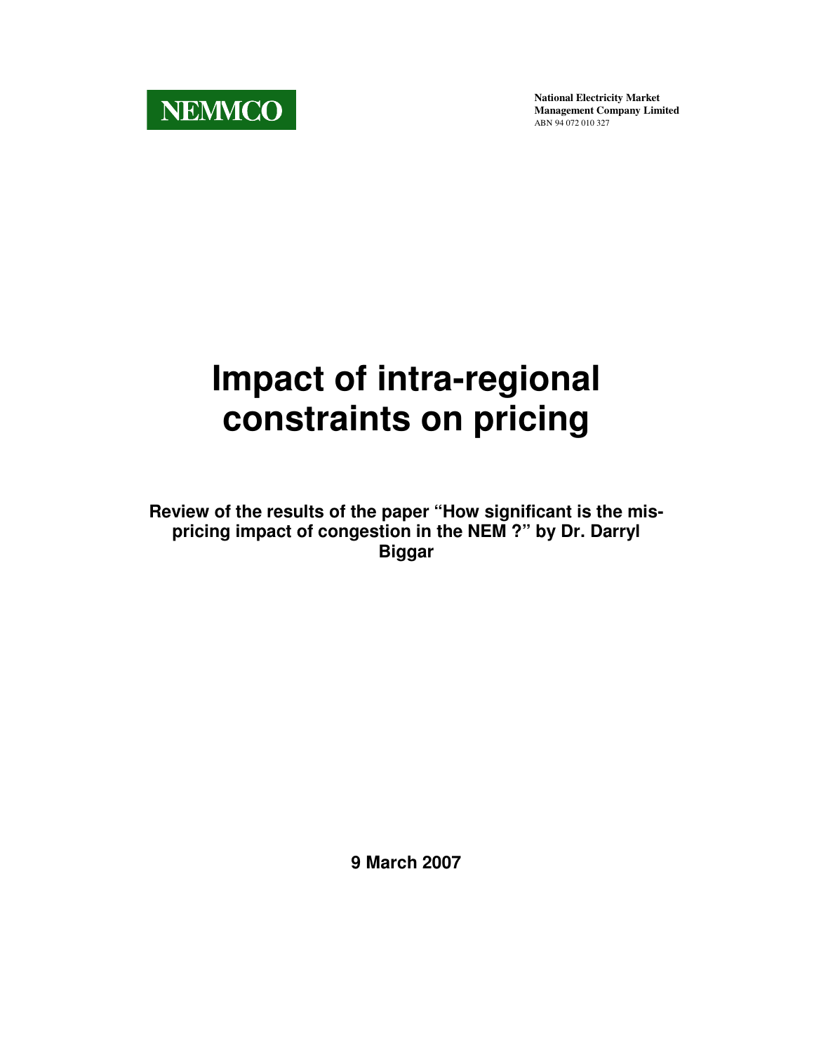**NEMMCO**

**National Electricity Market Management Company Limited**
ABN 94 072 010 327

# Impact of intra-regional constraints on pricing

**Review of the results of the paper "How significant is the mis-pricing impact of congestion in the NEM ?" by Dr. Darryl Biggar**

**9 March 2007**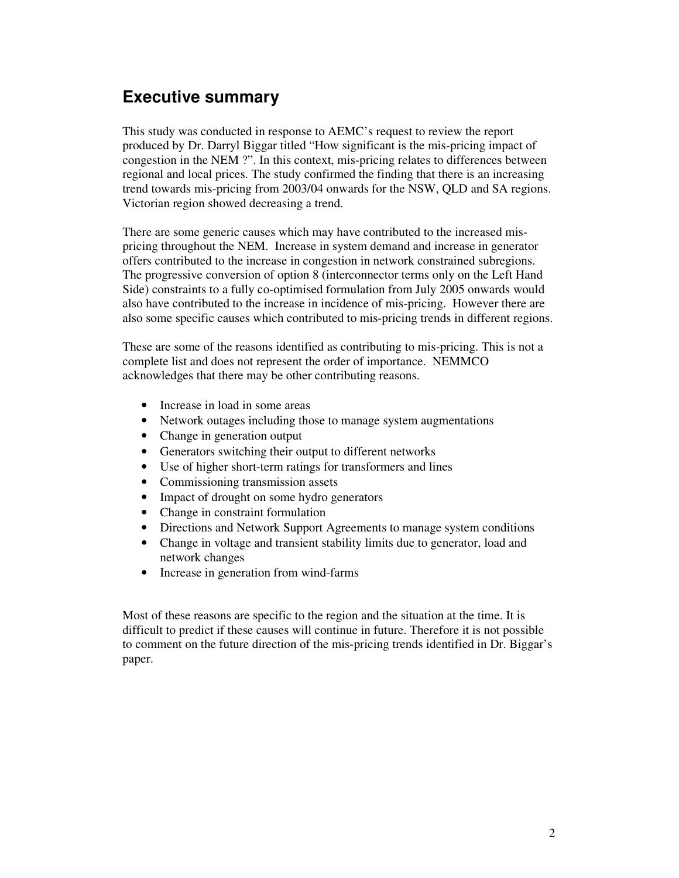## Executive summary

This study was conducted in response to AEMC's request to review the report produced by Dr. Darryl Biggar titled "How significant is the mis-pricing impact of congestion in the NEM ?". In this context, mis-pricing relates to differences between regional and local prices. The study confirmed the finding that there is an increasing trend towards mis-pricing from 2003/04 onwards for the NSW, QLD and SA regions. Victorian region showed decreasing a trend.

There are some generic causes which may have contributed to the increased mis-pricing throughout the NEM. Increase in system demand and increase in generator offers contributed to the increase in congestion in network constrained subregions. The progressive conversion of option 8 (interconnector terms only on the Left Hand Side) constraints to a fully co-optimised formulation from July 2005 onwards would also have contributed to the increase in incidence of mis-pricing. However there are also some specific causes which contributed to mis-pricing trends in different regions.

These are some of the reasons identified as contributing to mis-pricing. This is not a complete list and does not represent the order of importance. NEMMCO acknowledges that there may be other contributing reasons.

- Increase in load in some areas
- Network outages including those to manage system augmentations
- Change in generation output
- Generators switching their output to different networks
- Use of higher short-term ratings for transformers and lines
- Commissioning transmission assets
- Impact of drought on some hydro generators
- Change in constraint formulation
- Directions and Network Support Agreements to manage system conditions
- Change in voltage and transient stability limits due to generator, load and network changes
- Increase in generation from wind-farms

Most of these reasons are specific to the region and the situation at the time. It is difficult to predict if these causes will continue in future. Therefore it is not possible to comment on the future direction of the mis-pricing trends identified in Dr. Biggar's paper.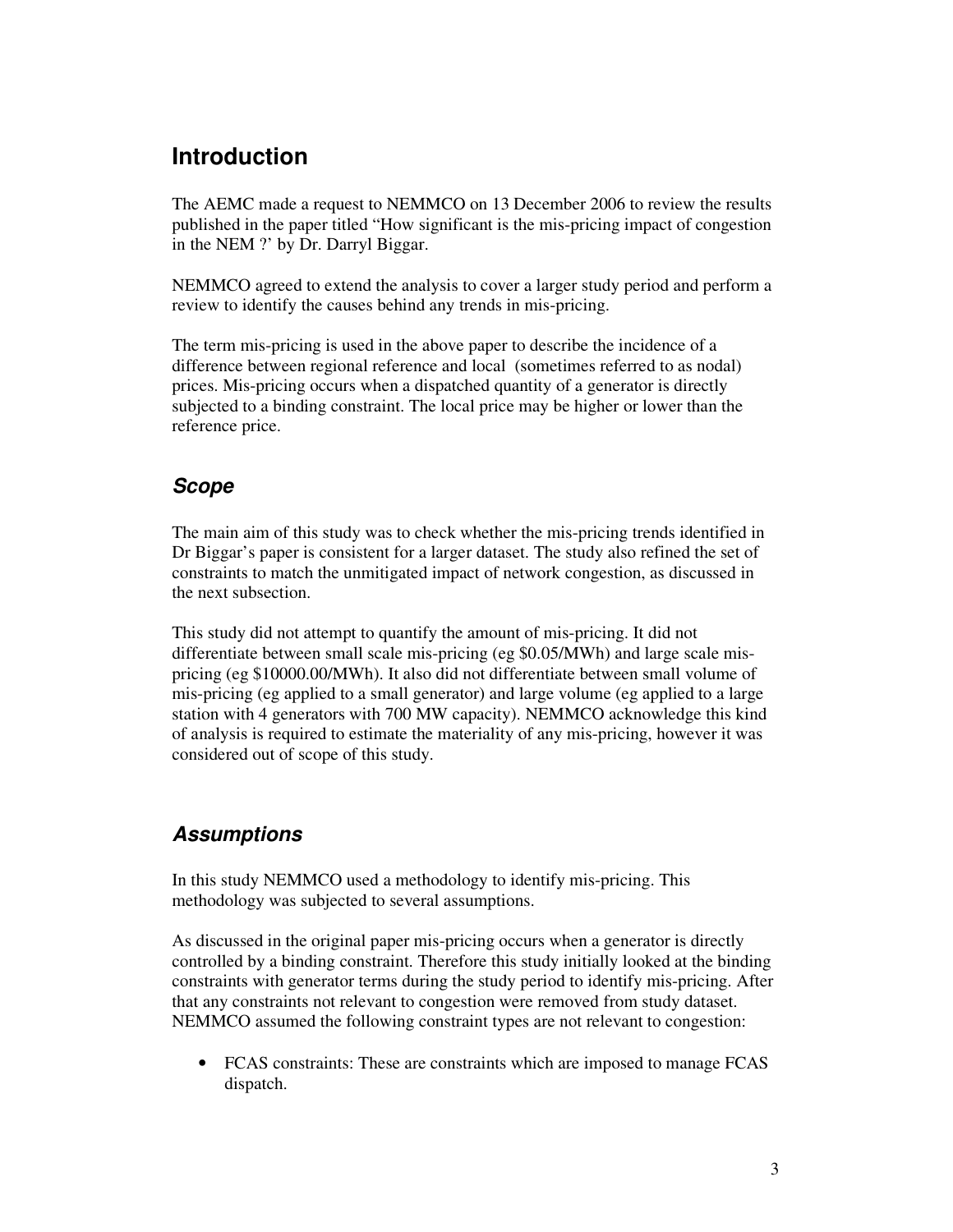## Introduction

The AEMC made a request to NEMMCO on 13 December 2006 to review the results published in the paper titled "How significant is the mis-pricing impact of congestion in the NEM ?' by Dr. Darryl Biggar.

NEMMCO agreed to extend the analysis to cover a larger study period and perform a review to identify the causes behind any trends in mis-pricing.

The term mis-pricing is used in the above paper to describe the incidence of a difference between regional reference and local (sometimes referred to as nodal) prices. Mis-pricing occurs when a dispatched quantity of a generator is directly subjected to a binding constraint. The local price may be higher or lower than the reference price.

### *Scope*

The main aim of this study was to check whether the mis-pricing trends identified in Dr Biggar's paper is consistent for a larger dataset. The study also refined the set of constraints to match the unmitigated impact of network congestion, as discussed in the next subsection.

This study did not attempt to quantify the amount of mis-pricing. It did not differentiate between small scale mis-pricing (eg $0.05/MWh) and large scale mis-pricing (eg $10000.00/MWh). It also did not differentiate between small volume of mis-pricing (eg applied to a small generator) and large volume (eg applied to a large station with 4 generators with 700 MW capacity). NEMMCO acknowledge this kind of analysis is required to estimate the materiality of any mis-pricing, however it was considered out of scope of this study.

### *Assumptions*

In this study NEMMCO used a methodology to identify mis-pricing. This methodology was subjected to several assumptions.

As discussed in the original paper mis-pricing occurs when a generator is directly controlled by a binding constraint. Therefore this study initially looked at the binding constraints with generator terms during the study period to identify mis-pricing. After that any constraints not relevant to congestion were removed from study dataset. NEMMCO assumed the following constraint types are not relevant to congestion:

- FCAS constraints: These are constraints which are imposed to manage FCAS dispatch.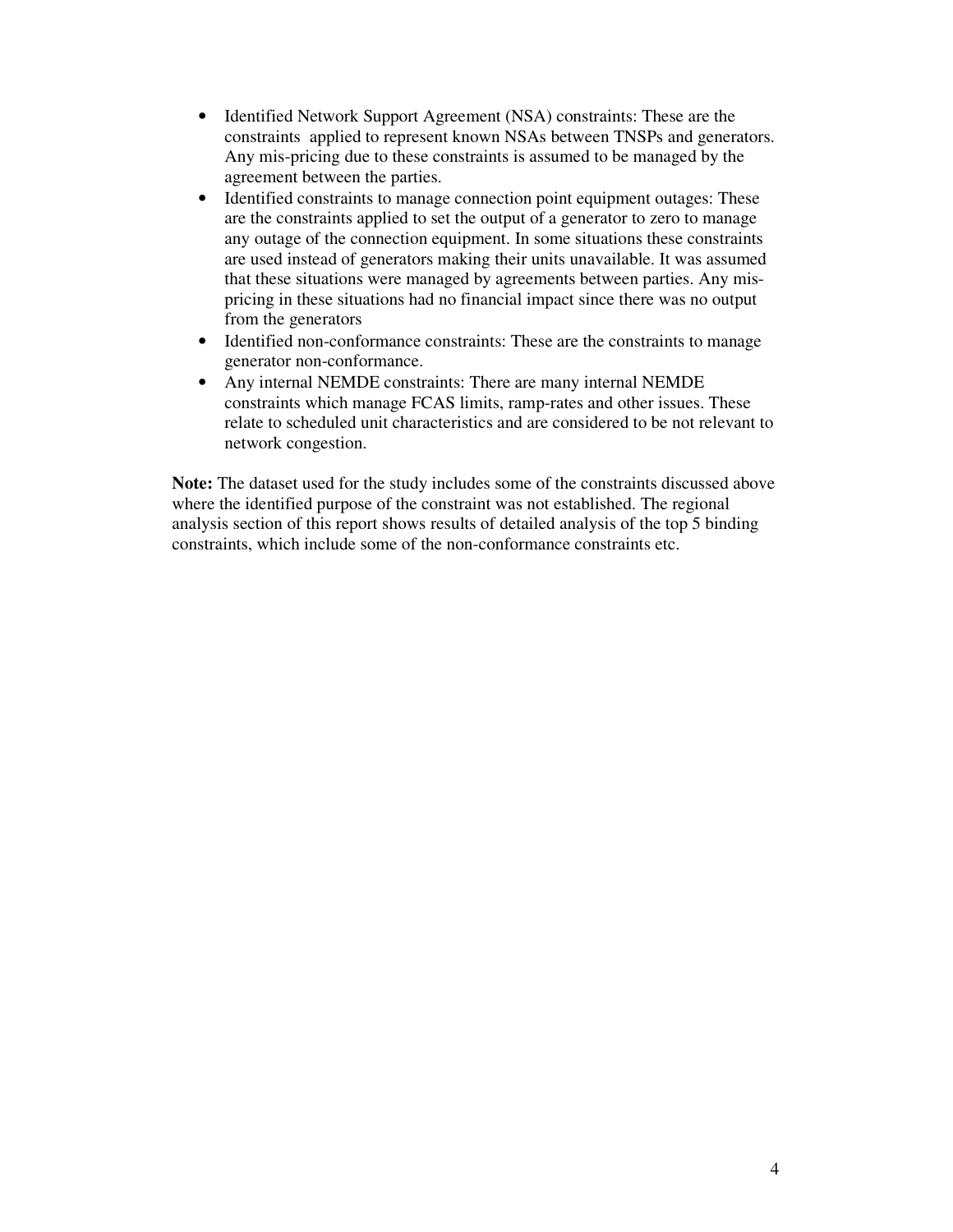- Identified Network Support Agreement (NSA) constraints: These are the constraints applied to represent known NSAs between TNSPs and generators. Any mis-pricing due to these constraints is assumed to be managed by the agreement between the parties.
- Identified constraints to manage connection point equipment outages: These are the constraints applied to set the output of a generator to zero to manage any outage of the connection equipment. In some situations these constraints are used instead of generators making their units unavailable. It was assumed that these situations were managed by agreements between parties. Any mis-pricing in these situations had no financial impact since there was no output from the generators
- Identified non-conformance constraints: These are the constraints to manage generator non-conformance.
- Any internal NEMDE constraints: There are many internal NEMDE constraints which manage FCAS limits, ramp-rates and other issues. These relate to scheduled unit characteristics and are considered to be not relevant to network congestion.

**Note:** The dataset used for the study includes some of the constraints discussed above where the identified purpose of the constraint was not established. The regional analysis section of this report shows results of detailed analysis of the top 5 binding constraints, which include some of the non-conformance constraints etc.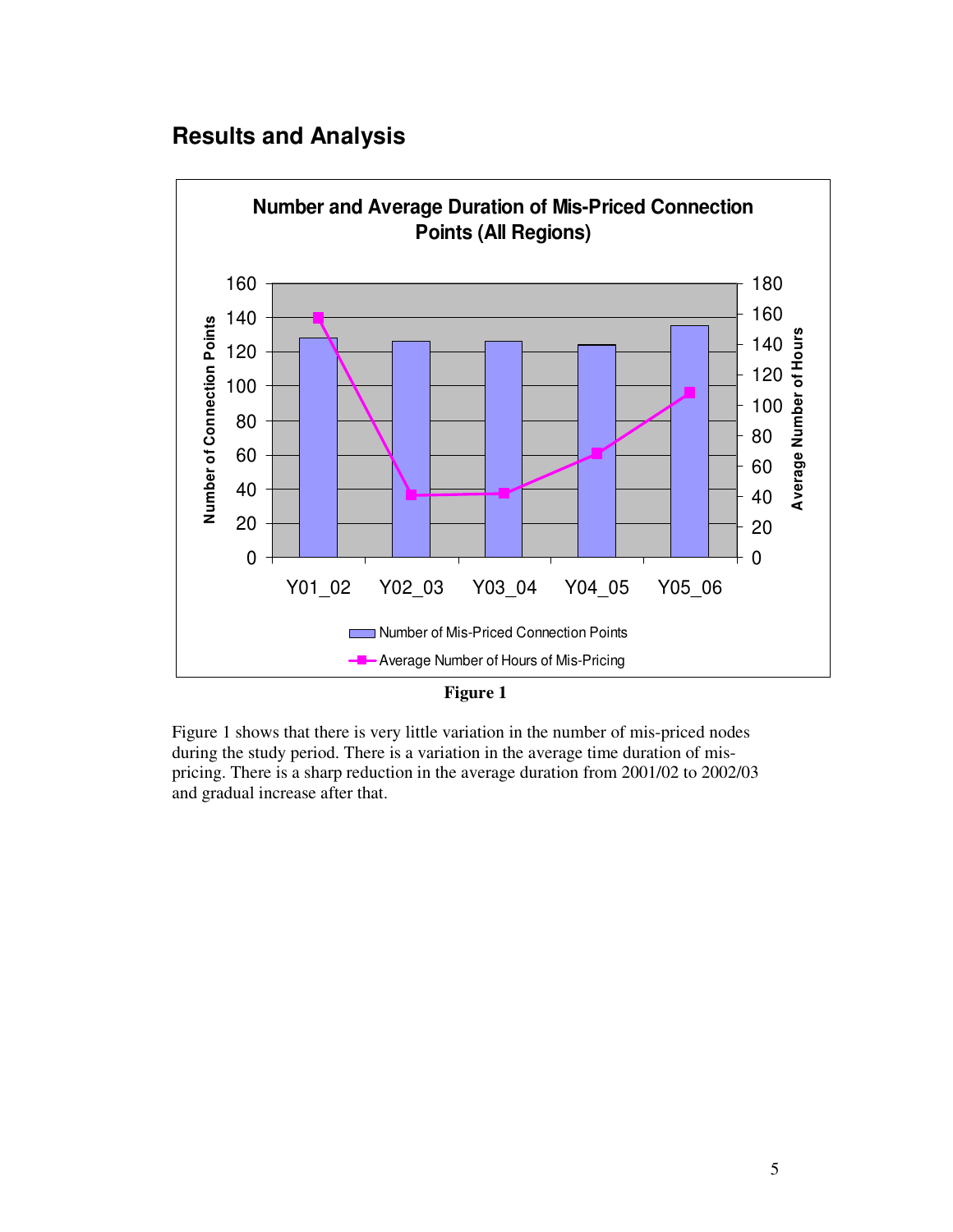## Results and Analysis

**Number and Average Duration of Mis-Priced Connection Points (All Regions)**

**Figure 1**

Figure 1 shows that there is very little variation in the number of mis-priced nodes during the study period. There is a variation in the average time duration of mis-pricing. There is a sharp reduction in the average duration from 2001/02 to 2002/03 and gradual increase after that.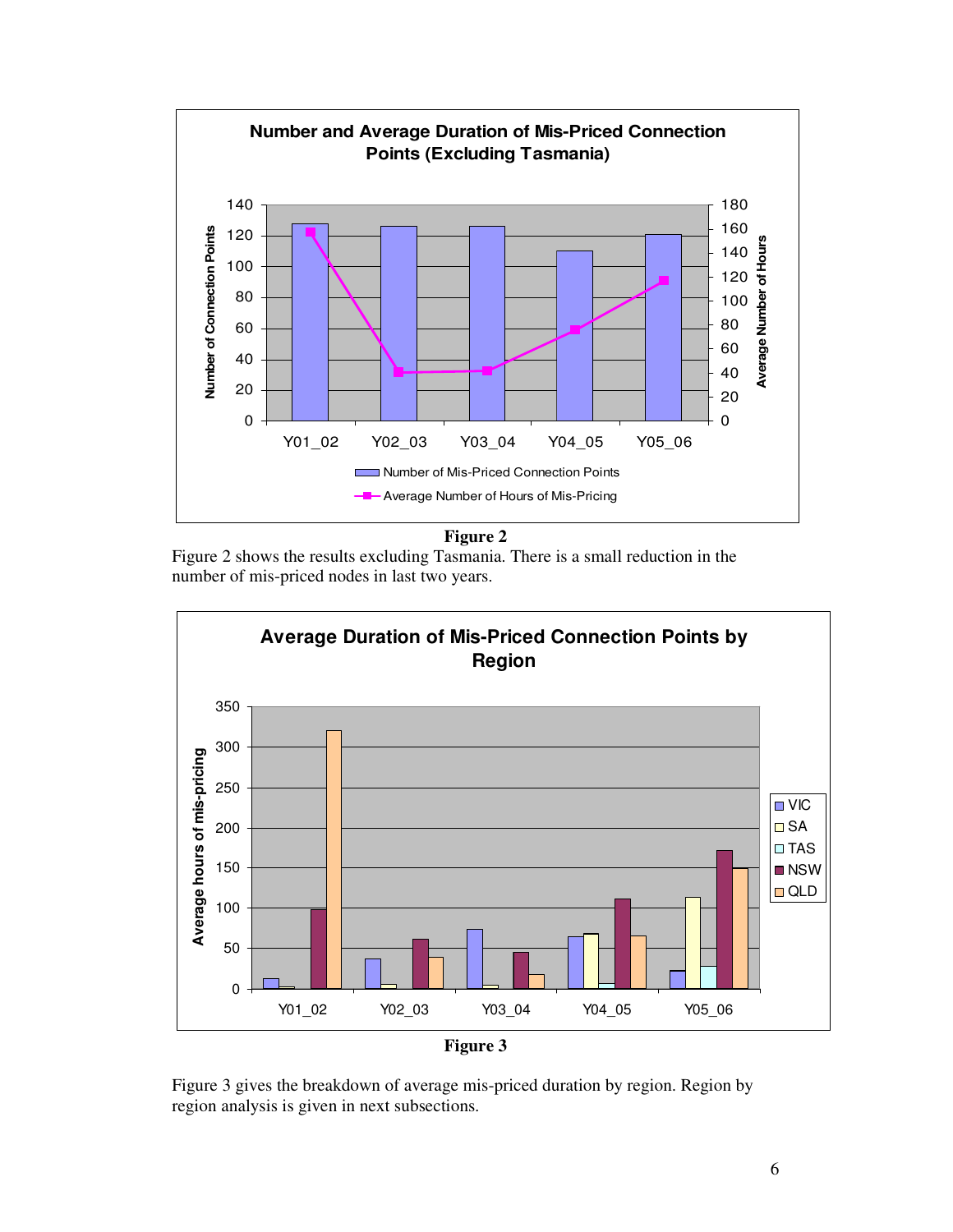**Figure 2**

Figure 2 shows the results excluding Tasmania. There is a small reduction in the number of mis-priced nodes in last two years.

**Figure 3**

Figure 3 gives the breakdown of average mis-priced duration by region. Region by region analysis is given in next subsections.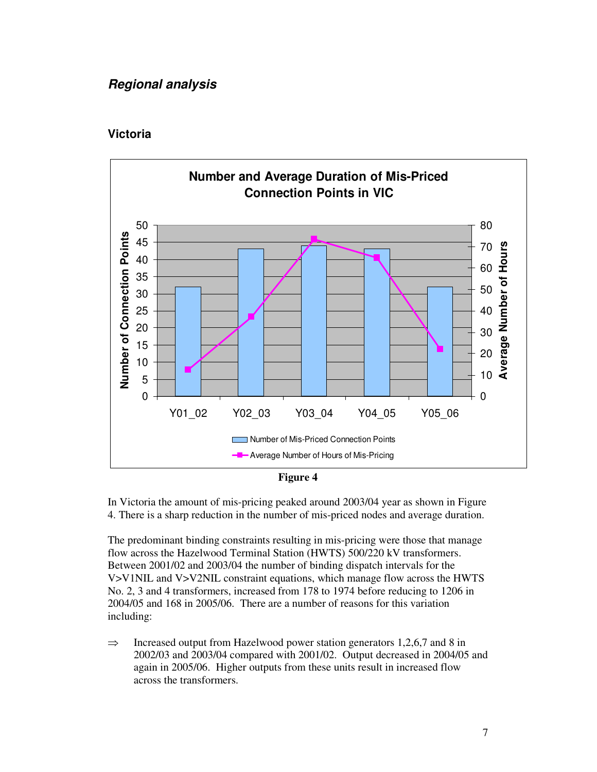## *Regional analysis*

### Victoria

Figure 4

In Victoria the amount of mis-pricing peaked around 2003/04 year as shown in Figure 4. There is a sharp reduction in the number of mis-priced nodes and average duration.

The predominant binding constraints resulting in mis-pricing were those that manage flow across the Hazelwood Terminal Station (HWTS) 500/220 kV transformers. Between 2001/02 and 2003/04 the number of binding dispatch intervals for the V>V1NIL and V>V2NIL constraint equations, which manage flow across the HWTS No. 2, 3 and 4 transformers, increased from 178 to 1974 before reducing to 1206 in 2004/05 and 168 in 2005/06. There are a number of reasons for this variation including:

⇒ Increased output from Hazelwood power station generators 1,2,6,7 and 8 in 2002/03 and 2003/04 compared with 2001/02. Output decreased in 2004/05 and again in 2005/06. Higher outputs from these units result in increased flow across the transformers.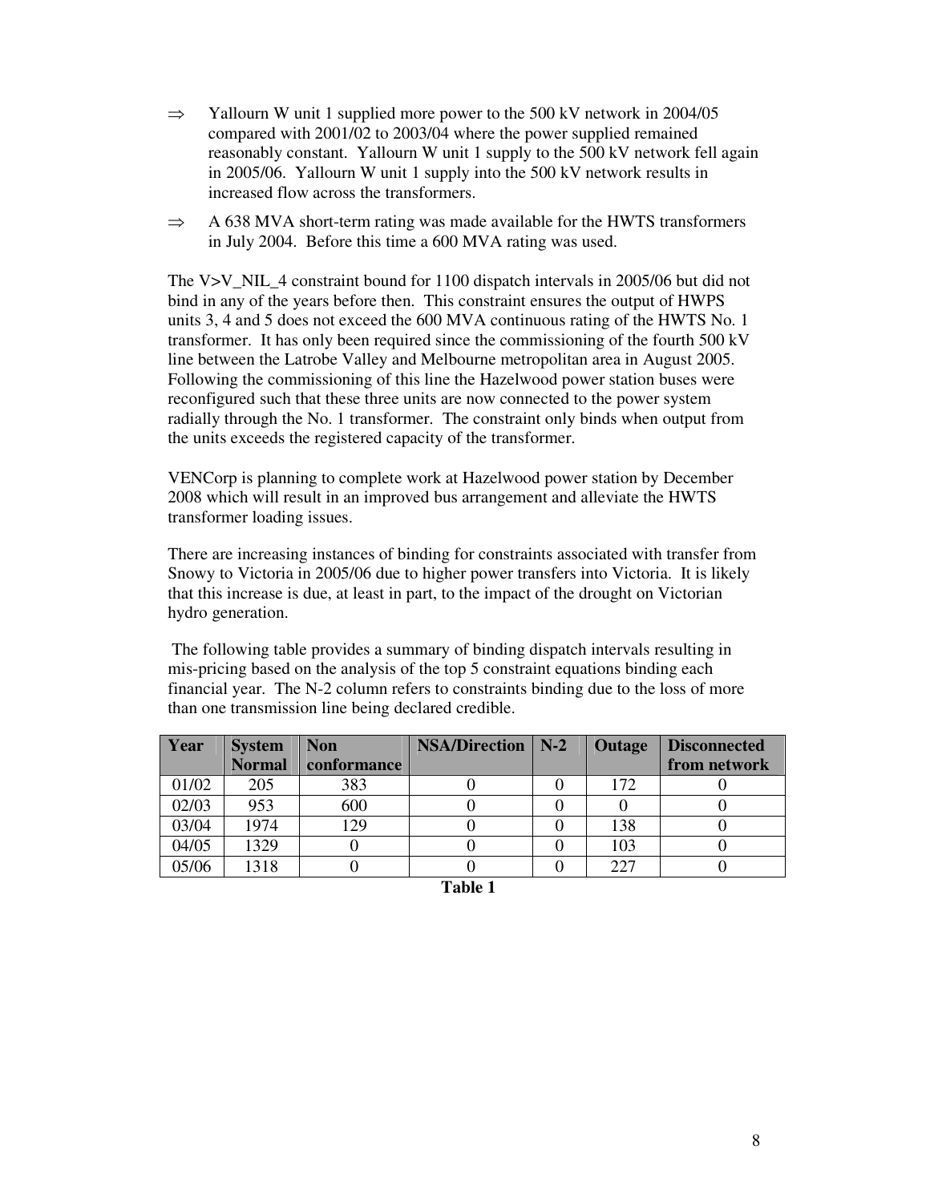⇒ Yallourn W unit 1 supplied more power to the 500 kV network in 2004/05 compared with 2001/02 to 2003/04 where the power supplied remained reasonably constant. Yallourn W unit 1 supply to the 500 kV network fell again in 2005/06. Yallourn W unit 1 supply into the 500 kV network results in increased flow across the transformers.

⇒ A 638 MVA short-term rating was made available for the HWTS transformers in July 2004. Before this time a 600 MVA rating was used.

The V>V_NIL_4 constraint bound for 1100 dispatch intervals in 2005/06 but did not bind in any of the years before then. This constraint ensures the output of HWPS units 3, 4 and 5 does not exceed the 600 MVA continuous rating of the HWTS No. 1 transformer. It has only been required since the commissioning of the fourth 500 kV line between the Latrobe Valley and Melbourne metropolitan area in August 2005. Following the commissioning of this line the Hazelwood power station buses were reconfigured such that these three units are now connected to the power system radially through the No. 1 transformer. The constraint only binds when output from the units exceeds the registered capacity of the transformer.

VENCorp is planning to complete work at Hazelwood power station by December 2008 which will result in an improved bus arrangement and alleviate the HWTS transformer loading issues.

There are increasing instances of binding for constraints associated with transfer from Snowy to Victoria in 2005/06 due to higher power transfers into Victoria. It is likely that this increase is due, at least in part, to the impact of the drought on Victorian hydro generation.

The following table provides a summary of binding dispatch intervals resulting in mis-pricing based on the analysis of the top 5 constraint equations binding each financial year. The N-2 column refers to constraints binding due to the loss of more than one transmission line being declared credible.

| Year | System Normal | Non conformance | NSA/Direction | N-2 | Outage | Disconnected from network |
|---|---|---|---|---|---|---|
| 01/02 | 205 | 383 | 0 | 0 | 172 | 0 |
| 02/03 | 953 | 600 | 0 | 0 | 0 | 0 |
| 03/04 | 1974 | 129 | 0 | 0 | 138 | 0 |
| 04/05 | 1329 | 0 | 0 | 0 | 103 | 0 |
| 05/06 | 1318 | 0 | 0 | 0 | 227 | 0 |

**Table 1**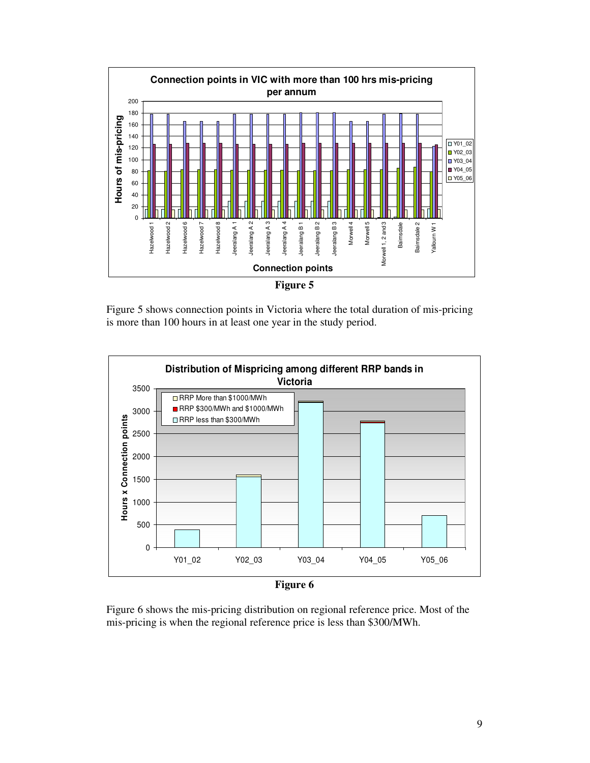**Figure 5**

Figure 5 shows connection points in Victoria where the total duration of mis-pricing is more than 100 hours in at least one year in the study period.

**Figure 6**

Figure 6 shows the mis-pricing distribution on regional reference price. Most of the mis-pricing is when the regional reference price is less than $300/MWh.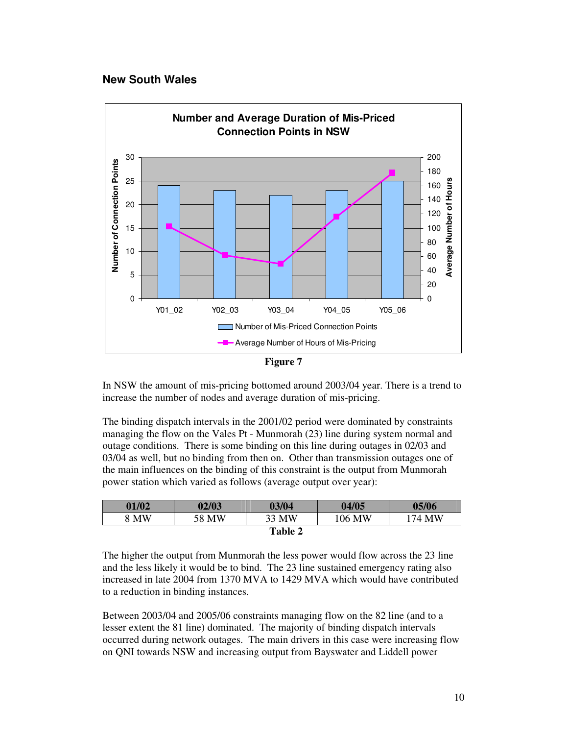## New South Wales

Figure 7

In NSW the amount of mis-pricing bottomed around 2003/04 year. There is a trend to increase the number of nodes and average duration of mis-pricing.

The binding dispatch intervals in the 2001/02 period were dominated by constraints managing the flow on the Vales Pt - Munmorah (23) line during system normal and outage conditions. There is some binding on this line during outages in 02/03 and 03/04 as well, but no binding from then on. Other than transmission outages one of the main influences on the binding of this constraint is the output from Munmorah power station which varied as follows (average output over year):

| 01/02 | 02/03 | 03/04 | 04/05 | 05/06 |
|---|---|---|---|---|
| 8 MW | 58 MW | 33 MW | 106 MW | 174 MW |

**Table 2**

The higher the output from Munmorah the less power would flow across the 23 line and the less likely it would be to bind. The 23 line sustained emergency rating also increased in late 2004 from 1370 MVA to 1429 MVA which would have contributed to a reduction in binding instances.

Between 2003/04 and 2005/06 constraints managing flow on the 82 line (and to a lesser extent the 81 line) dominated. The majority of binding dispatch intervals occurred during network outages. The main drivers in this case were increasing flow on QNI towards NSW and increasing output from Bayswater and Liddell power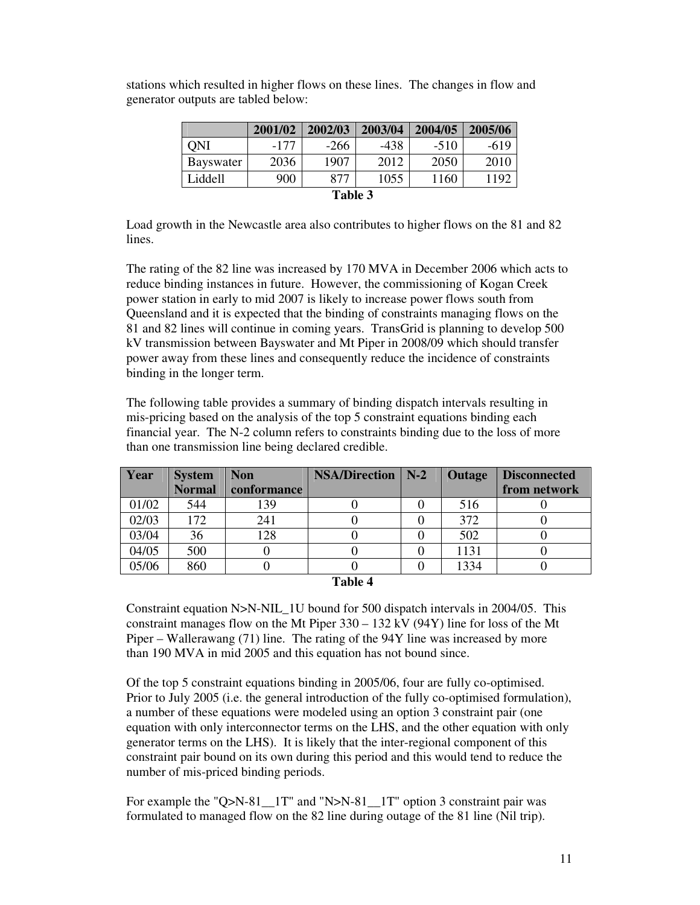stations which resulted in higher flows on these lines. The changes in flow and generator outputs are tabled below:

| | 2001/02 | 2002/03 | 2003/04 | 2004/05 | 2005/06 |
|---|---|---|---|---|---|
| QNI | -177 | -266 | -438 | -510 | -619 |
| Bayswater | 2036 | 1907 | 2012 | 2050 | 2010 |
| Liddell | 900 | 877 | 1055 | 1160 | 1192 |

**Table 3**

Load growth in the Newcastle area also contributes to higher flows on the 81 and 82 lines.

The rating of the 82 line was increased by 170 MVA in December 2006 which acts to reduce binding instances in future. However, the commissioning of Kogan Creek power station in early to mid 2007 is likely to increase power flows south from Queensland and it is expected that the binding of constraints managing flows on the 81 and 82 lines will continue in coming years. TransGrid is planning to develop 500 kV transmission between Bayswater and Mt Piper in 2008/09 which should transfer power away from these lines and consequently reduce the incidence of constraints binding in the longer term.

The following table provides a summary of binding dispatch intervals resulting in mis-pricing based on the analysis of the top 5 constraint equations binding each financial year. The N-2 column refers to constraints binding due to the loss of more than one transmission line being declared credible.

| Year | System Normal | Non conformance | NSA/Direction | N-2 | Outage | Disconnected from network |
|---|---|---|---|---|---|---|
| 01/02 | 544 | 139 | 0 | 0 | 516 | 0 |
| 02/03 | 172 | 241 | 0 | 0 | 372 | 0 |
| 03/04 | 36 | 128 | 0 | 0 | 502 | 0 |
| 04/05 | 500 | 0 | 0 | 0 | 1131 | 0 |
| 05/06 | 860 | 0 | 0 | 0 | 1334 | 0 |

**Table 4**

Constraint equation N>N-NIL_1U bound for 500 dispatch intervals in 2004/05. This constraint manages flow on the Mt Piper 330 – 132 kV (94Y) line for loss of the Mt Piper – Wallerawang (71) line. The rating of the 94Y line was increased by more than 190 MVA in mid 2005 and this equation has not bound since.

Of the top 5 constraint equations binding in 2005/06, four are fully co-optimised. Prior to July 2005 (i.e. the general introduction of the fully co-optimised formulation), a number of these equations were modeled using an option 3 constraint pair (one equation with only interconnector terms on the LHS, and the other equation with only generator terms on the LHS). It is likely that the inter-regional component of this constraint pair bound on its own during this period and this would tend to reduce the number of mis-priced binding periods.

For example the "Q>N-81__1T" and "N>N-81__1T" option 3 constraint pair was formulated to managed flow on the 82 line during outage of the 81 line (Nil trip).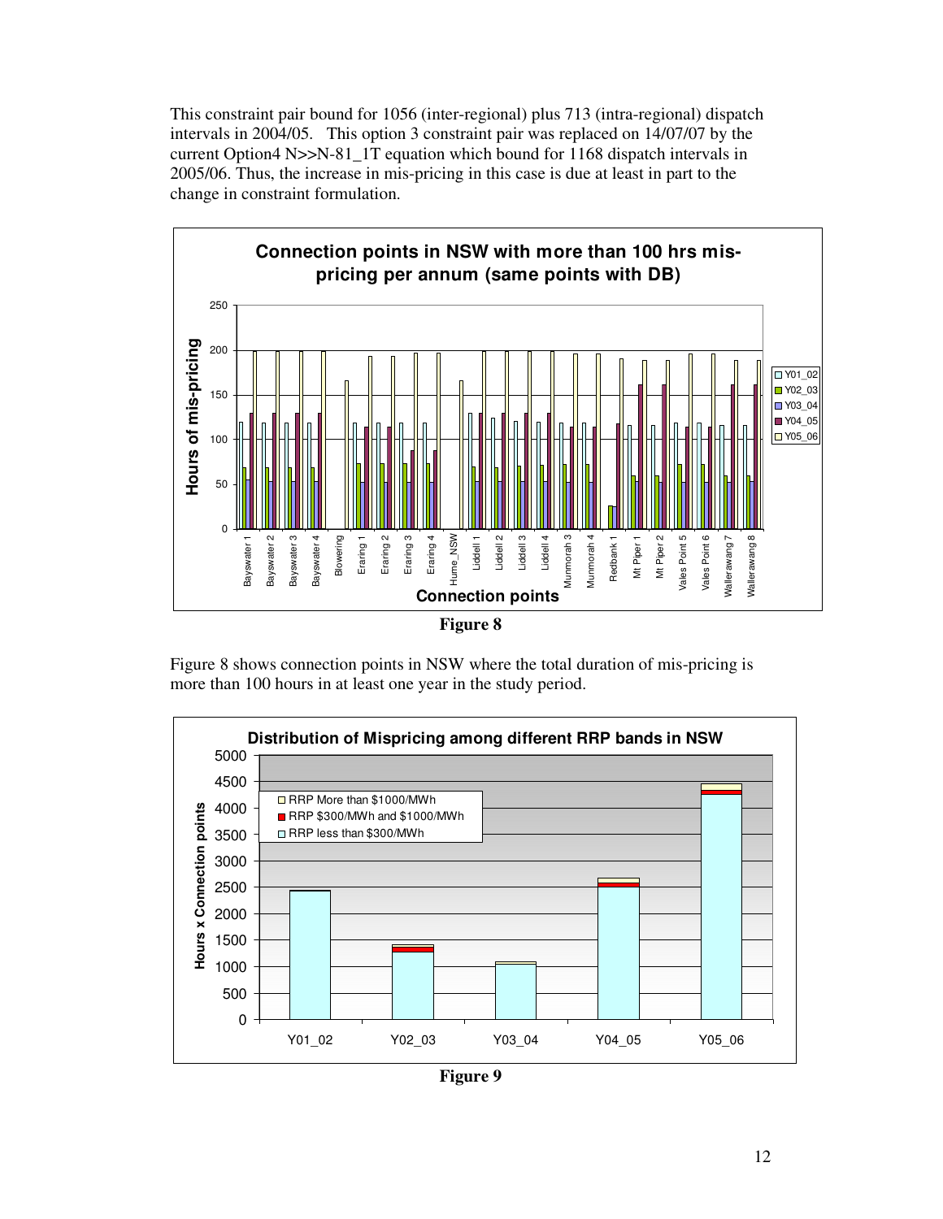This constraint pair bound for 1056 (inter-regional) plus 713 (intra-regional) dispatch intervals in 2004/05. This option 3 constraint pair was replaced on 14/07/07 by the current Option4 N>>N-81_1T equation which bound for 1168 dispatch intervals in 2005/06. Thus, the increase in mis-pricing in this case is due at least in part to the change in constraint formulation.

**Figure 8**

Figure 8 shows connection points in NSW where the total duration of mis-pricing is more than 100 hours in at least one year in the study period.

**Figure 9**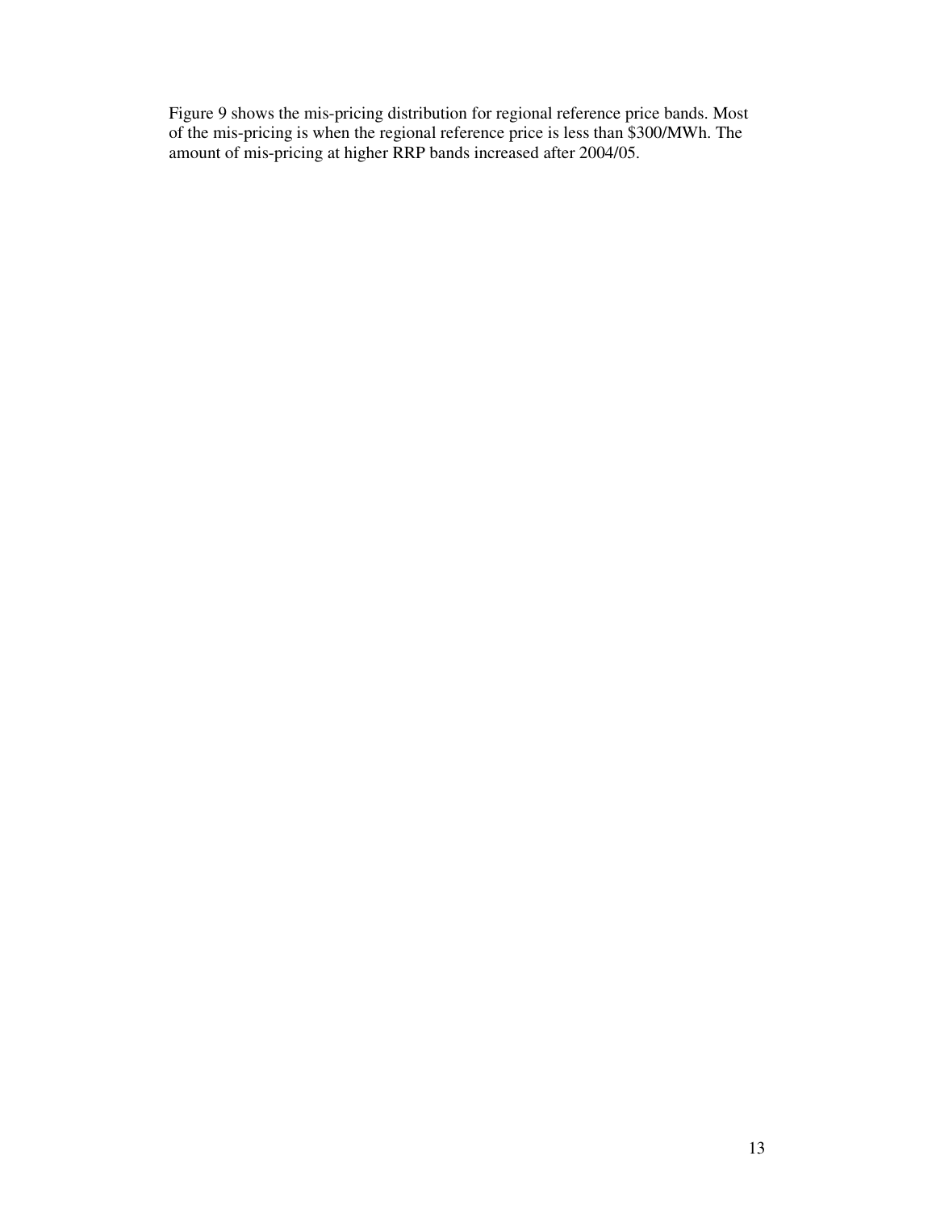Figure 9 shows the mis-pricing distribution for regional reference price bands. Most of the mis-pricing is when the regional reference price is less than $300/MWh. The amount of mis-pricing at higher RRP bands increased after 2004/05.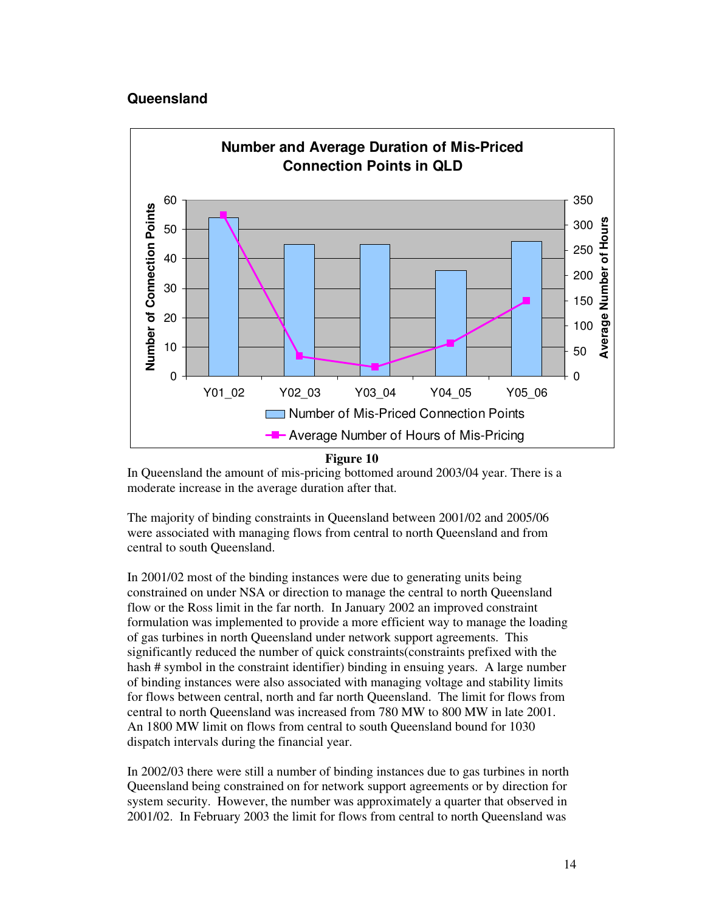## Queensland

Figure 10

In Queensland the amount of mis-pricing bottomed around 2003/04 year. There is a moderate increase in the average duration after that.

The majority of binding constraints in Queensland between 2001/02 and 2005/06 were associated with managing flows from central to north Queensland and from central to south Queensland.

In 2001/02 most of the binding instances were due to generating units being constrained on under NSA or direction to manage the central to north Queensland flow or the Ross limit in the far north. In January 2002 an improved constraint formulation was implemented to provide a more efficient way to manage the loading of gas turbines in north Queensland under network support agreements. This significantly reduced the number of quick constraints(constraints prefixed with the hash # symbol in the constraint identifier) binding in ensuing years. A large number of binding instances were also associated with managing voltage and stability limits for flows between central, north and far north Queensland. The limit for flows from central to north Queensland was increased from 780 MW to 800 MW in late 2001. An 1800 MW limit on flows from central to south Queensland bound for 1030 dispatch intervals during the financial year.

In 2002/03 there were still a number of binding instances due to gas turbines in north Queensland being constrained on for network support agreements or by direction for system security. However, the number was approximately a quarter that observed in 2001/02. In February 2003 the limit for flows from central to north Queensland was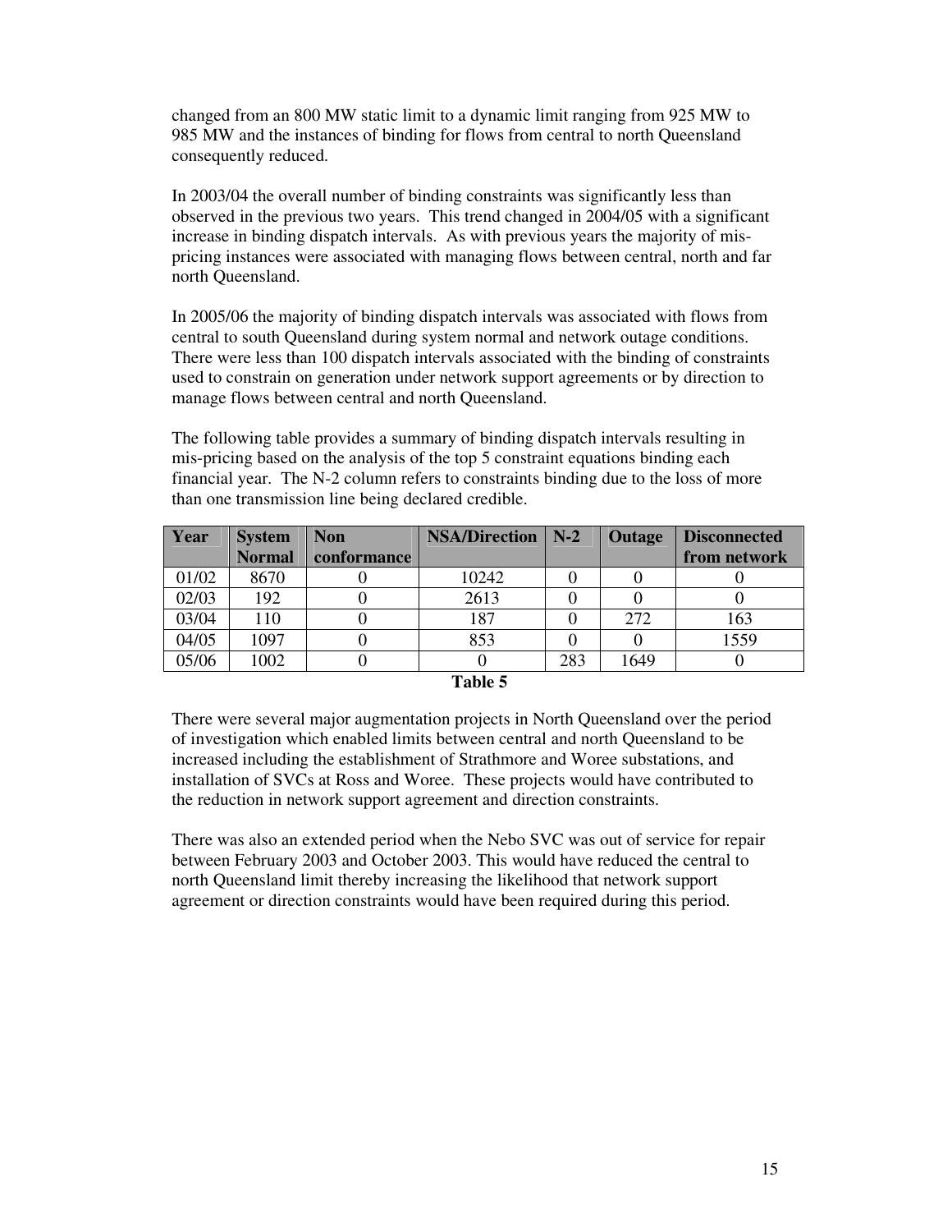changed from an 800 MW static limit to a dynamic limit ranging from 925 MW to 985 MW and the instances of binding for flows from central to north Queensland consequently reduced.

In 2003/04 the overall number of binding constraints was significantly less than observed in the previous two years. This trend changed in 2004/05 with a significant increase in binding dispatch intervals. As with previous years the majority of mis-pricing instances were associated with managing flows between central, north and far north Queensland.

In 2005/06 the majority of binding dispatch intervals was associated with flows from central to south Queensland during system normal and network outage conditions. There were less than 100 dispatch intervals associated with the binding of constraints used to constrain on generation under network support agreements or by direction to manage flows between central and north Queensland.

The following table provides a summary of binding dispatch intervals resulting in mis-pricing based on the analysis of the top 5 constraint equations binding each financial year. The N-2 column refers to constraints binding due to the loss of more than one transmission line being declared credible.

| Year | System Normal | Non conformance | NSA/Direction | N-2 | Outage | Disconnected from network |
|---|---|---|---|---|---|---|
| 01/02 | 8670 | 0 | 10242 | 0 | 0 | 0 |
| 02/03 | 192 | 0 | 2613 | 0 | 0 | 0 |
| 03/04 | 110 | 0 | 187 | 0 | 272 | 163 |
| 04/05 | 1097 | 0 | 853 | 0 | 0 | 1559 |
| 05/06 | 1002 | 0 | 0 | 283 | 1649 | 0 |

**Table 5**

There were several major augmentation projects in North Queensland over the period of investigation which enabled limits between central and north Queensland to be increased including the establishment of Strathmore and Woree substations, and installation of SVCs at Ross and Woree. These projects would have contributed to the reduction in network support agreement and direction constraints.

There was also an extended period when the Nebo SVC was out of service for repair between February 2003 and October 2003. This would have reduced the central to north Queensland limit thereby increasing the likelihood that network support agreement or direction constraints would have been required during this period.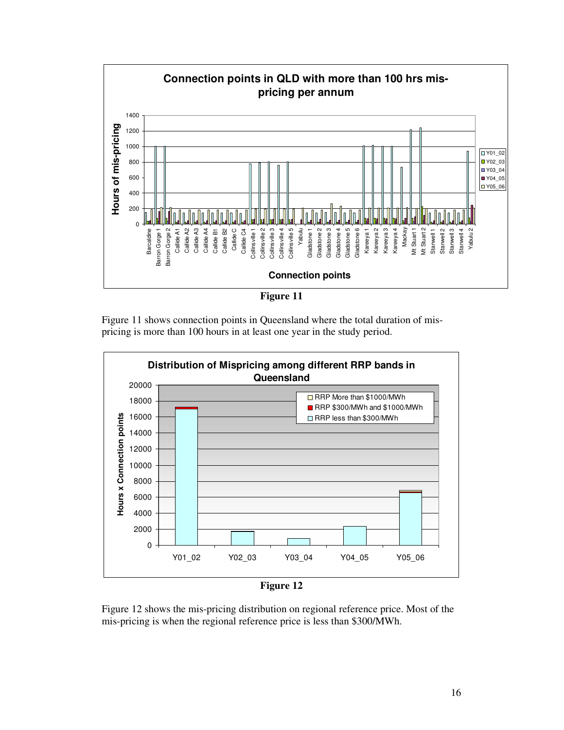**Figure 11**

Figure 11 shows connection points in Queensland where the total duration of mis-pricing is more than 100 hours in at least one year in the study period.

**Figure 12**

Figure 12 shows the mis-pricing distribution on regional reference price. Most of the mis-pricing is when the regional reference price is less than \$300/MWh.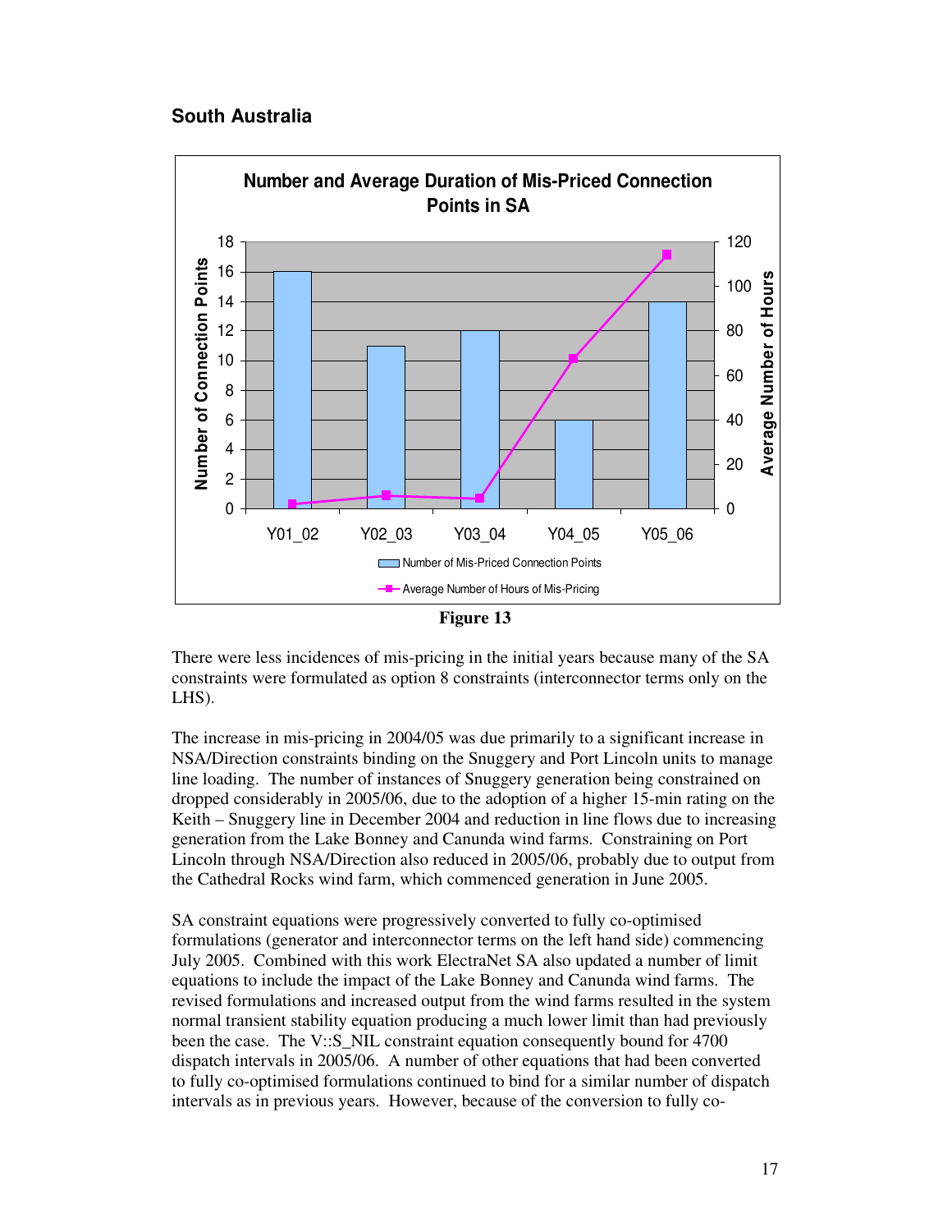## South Australia

**Number and Average Duration of Mis-Priced Connection Points in SA**

| Year | Number of Mis-Priced Connection Points | Average Number of Hours of Mis-Pricing |
|---|---|---|
| Y01_02 | 16 | 2 |
| Y02_03 | 11 | 6 |
| Y03_04 | 12 | 5 |
| Y04_05 | 6 | 67 |
| Y05_06 | 14 | 114 |

Figure 13

There were less incidences of mis-pricing in the initial years because many of the SA constraints were formulated as option 8 constraints (interconnector terms only on the LHS).

The increase in mis-pricing in 2004/05 was due primarily to a significant increase in NSA/Direction constraints binding on the Snuggery and Port Lincoln units to manage line loading. The number of instances of Snuggery generation being constrained on dropped considerably in 2005/06, due to the adoption of a higher 15-min rating on the Keith – Snuggery line in December 2004 and reduction in line flows due to increasing generation from the Lake Bonney and Canunda wind farms. Constraining on Port Lincoln through NSA/Direction also reduced in 2005/06, probably due to output from the Cathedral Rocks wind farm, which commenced generation in June 2005.

SA constraint equations were progressively converted to fully co-optimised formulations (generator and interconnector terms on the left hand side) commencing July 2005. Combined with this work ElectraNet SA also updated a number of limit equations to include the impact of the Lake Bonney and Canunda wind farms. The revised formulations and increased output from the wind farms resulted in the system normal transient stability equation producing a much lower limit than had previously been the case. The V::S_NIL constraint equation consequently bound for 4700 dispatch intervals in 2005/06. A number of other equations that had been converted to fully co-optimised formulations continued to bind for a similar number of dispatch intervals as in previous years. However, because of the conversion to fully co-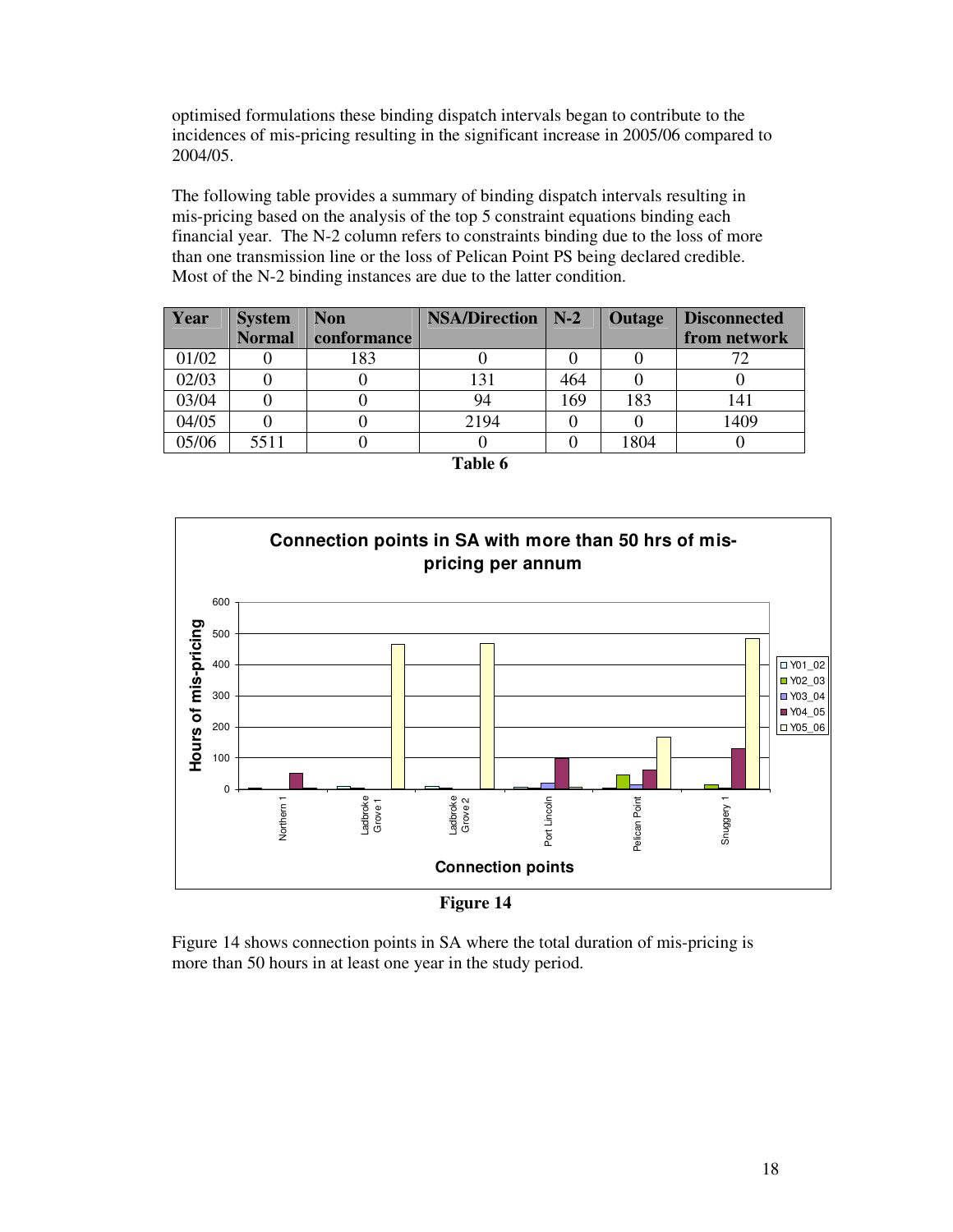optimised formulations these binding dispatch intervals began to contribute to the incidences of mis-pricing resulting in the significant increase in 2005/06 compared to 2004/05.

The following table provides a summary of binding dispatch intervals resulting in mis-pricing based on the analysis of the top 5 constraint equations binding each financial year. The N-2 column refers to constraints binding due to the loss of more than one transmission line or the loss of Pelican Point PS being declared credible. Most of the N-2 binding instances are due to the latter condition.

| Year | System Normal | Non conformance | NSA/Direction | N-2 | Outage | Disconnected from network |
|---|---|---|---|---|---|---|
| 01/02 | 0 | 183 | 0 | 0 | 0 | 72 |
| 02/03 | 0 | 0 | 131 | 464 | 0 | 0 |
| 03/04 | 0 | 0 | 94 | 169 | 183 | 141 |
| 04/05 | 0 | 0 | 2194 | 0 | 0 | 1409 |
| 05/06 | 5511 | 0 | 0 | 0 | 1804 | 0 |

**Table 6**

**Figure 14**

Figure 14 shows connection points in SA where the total duration of mis-pricing is more than 50 hours in at least one year in the study period.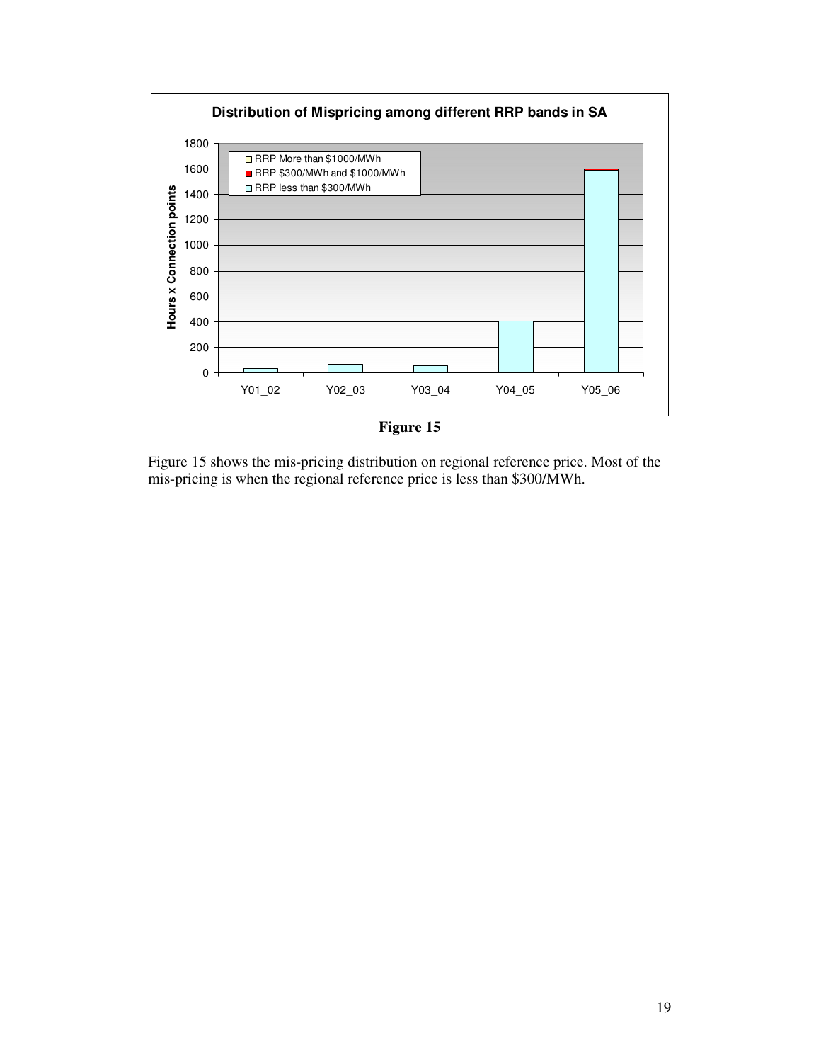**Figure 15**

Figure 15 shows the mis-pricing distribution on regional reference price. Most of the mis-pricing is when the regional reference price is less than $300/MWh.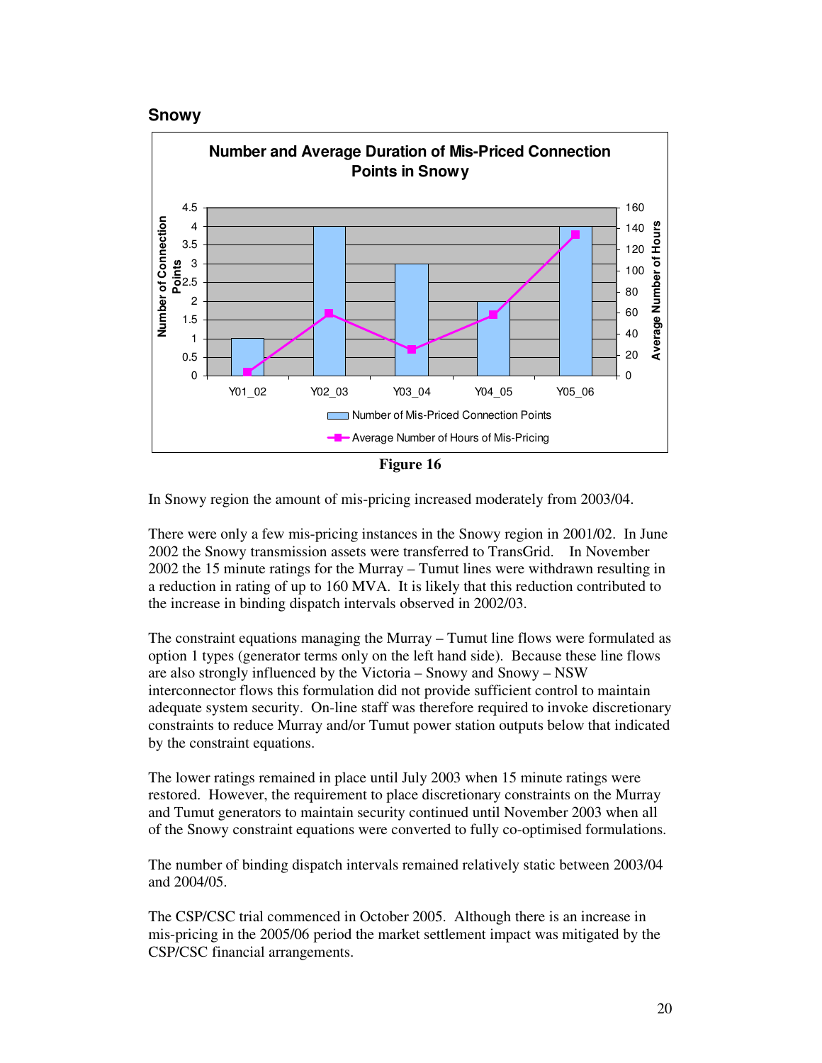## Snowy

**Number and Average Duration of Mis-Priced Connection Points in Snowy**

Figure 16

In Snowy region the amount of mis-pricing increased moderately from 2003/04.

There were only a few mis-pricing instances in the Snowy region in 2001/02. In June 2002 the Snowy transmission assets were transferred to TransGrid. In November 2002 the 15 minute ratings for the Murray – Tumut lines were withdrawn resulting in a reduction in rating of up to 160 MVA. It is likely that this reduction contributed to the increase in binding dispatch intervals observed in 2002/03.

The constraint equations managing the Murray – Tumut line flows were formulated as option 1 types (generator terms only on the left hand side). Because these line flows are also strongly influenced by the Victoria – Snowy and Snowy – NSW interconnector flows this formulation did not provide sufficient control to maintain adequate system security. On-line staff was therefore required to invoke discretionary constraints to reduce Murray and/or Tumut power station outputs below that indicated by the constraint equations.

The lower ratings remained in place until July 2003 when 15 minute ratings were restored. However, the requirement to place discretionary constraints on the Murray and Tumut generators to maintain security continued until November 2003 when all of the Snowy constraint equations were converted to fully co-optimised formulations.

The number of binding dispatch intervals remained relatively static between 2003/04 and 2004/05.

The CSP/CSC trial commenced in October 2005. Although there is an increase in mis-pricing in the 2005/06 period the market settlement impact was mitigated by the CSP/CSC financial arrangements.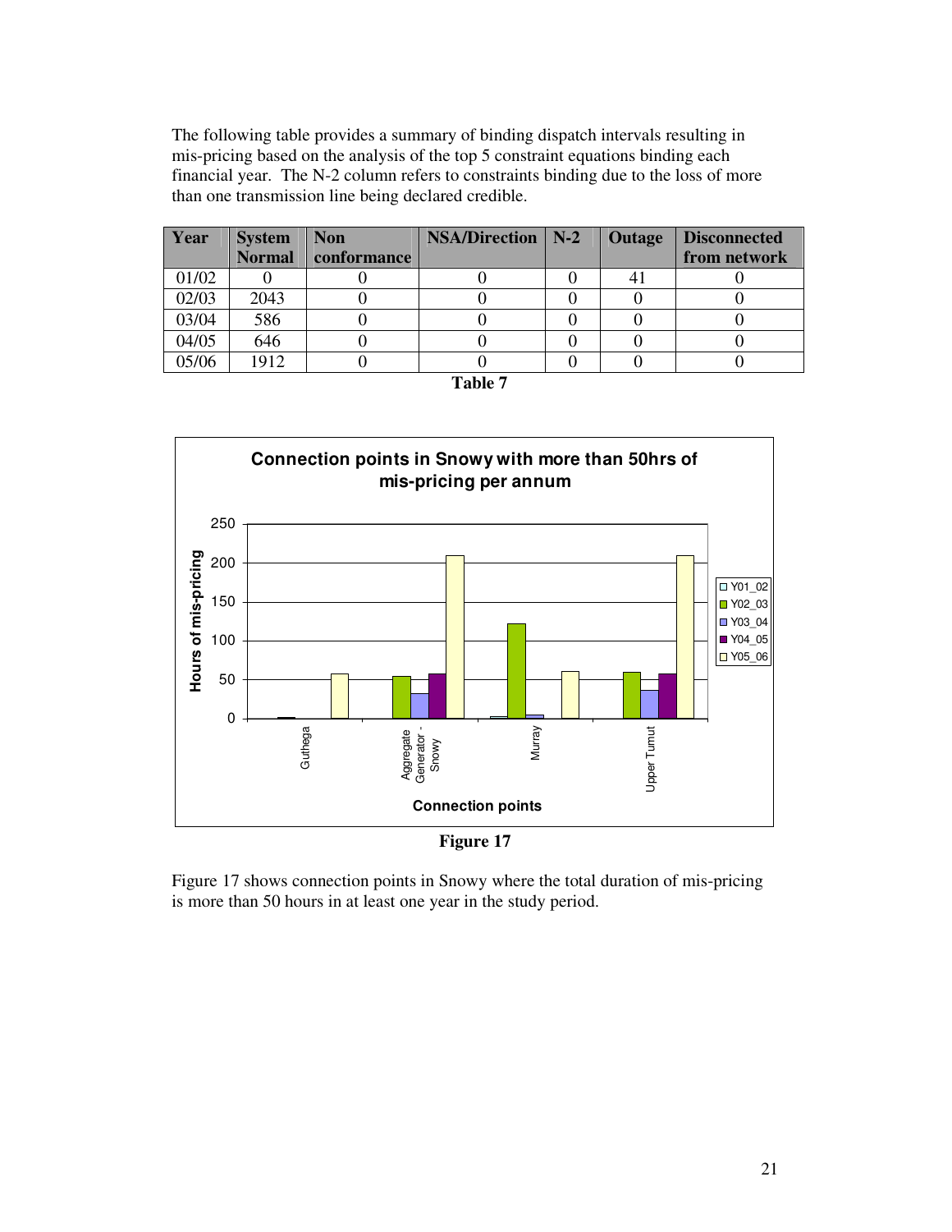The following table provides a summary of binding dispatch intervals resulting in mis-pricing based on the analysis of the top 5 constraint equations binding each financial year. The N-2 column refers to constraints binding due to the loss of more than one transmission line being declared credible.

| Year | System Normal | Non conformance | NSA/Direction | N-2 | Outage | Disconnected from network |
|---|---|---|---|---|---|---|
| 01/02 | 0 | 0 | 0 | 0 | 41 | 0 |
| 02/03 | 2043 | 0 | 0 | 0 | 0 | 0 |
| 03/04 | 586 | 0 | 0 | 0 | 0 | 0 |
| 04/05 | 646 | 0 | 0 | 0 | 0 | 0 |
| 05/06 | 1912 | 0 | 0 | 0 | 0 | 0 |

**Table 7**

**Figure 17**

Figure 17 shows connection points in Snowy where the total duration of mis-pricing is more than 50 hours in at least one year in the study period.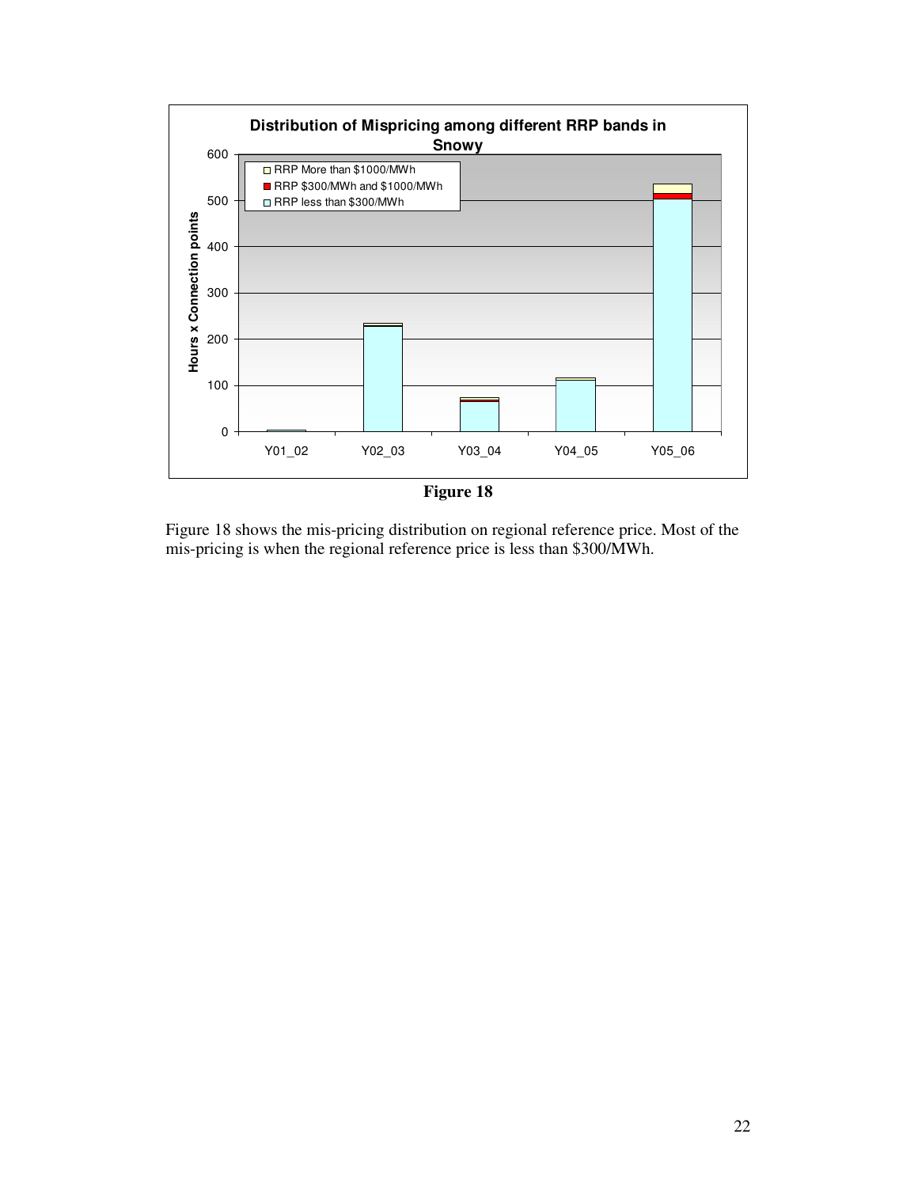Figure 18

Figure 18 shows the mis-pricing distribution on regional reference price. Most of the mis-pricing is when the regional reference price is less than $300/MWh.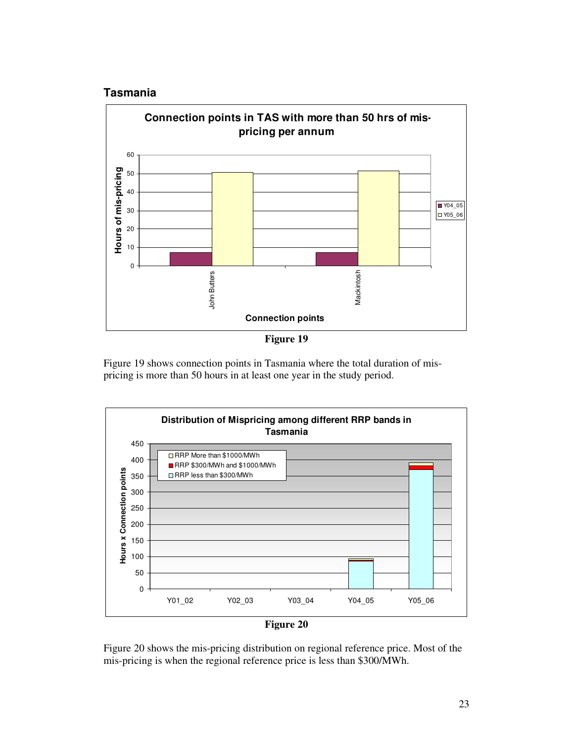## Tasmania

Figure 19

Figure 19 shows connection points in Tasmania where the total duration of mis-pricing is more than 50 hours in at least one year in the study period.

Figure 20

Figure 20 shows the mis-pricing distribution on regional reference price. Most of the mis-pricing is when the regional reference price is less than $300/MWh.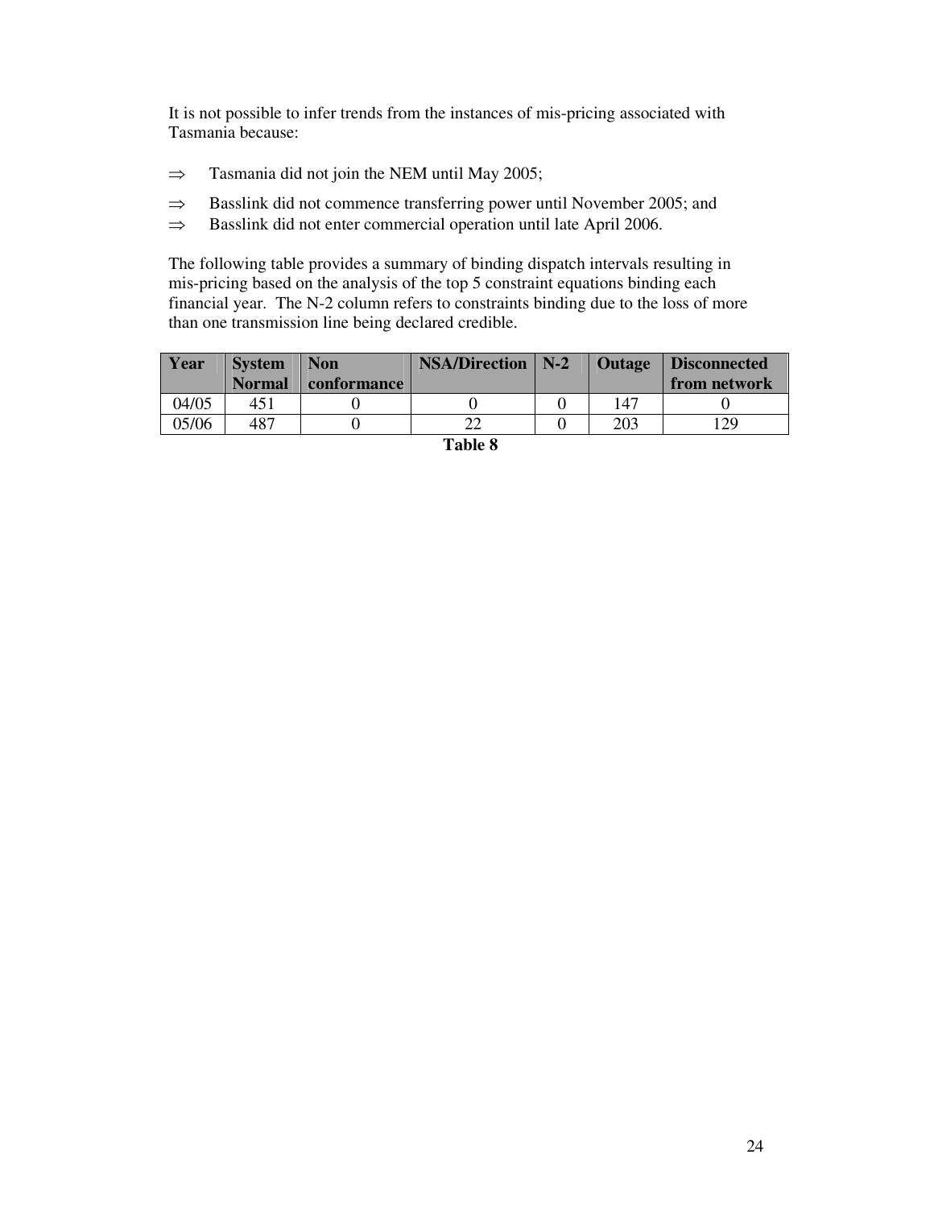It is not possible to infer trends from the instances of mis-pricing associated with Tasmania because:

- ⇒ Tasmania did not join the NEM until May 2005;
- ⇒ Basslink did not commence transferring power until November 2005; and
- ⇒ Basslink did not enter commercial operation until late April 2006.

The following table provides a summary of binding dispatch intervals resulting in mis-pricing based on the analysis of the top 5 constraint equations binding each financial year. The N-2 column refers to constraints binding due to the loss of more than one transmission line being declared credible.

| Year | System Normal | Non conformance | NSA/Direction | N-2 | Outage | Disconnected from network |
|---|---|---|---|---|---|---|
| 04/05 | 451 | 0 | 0 | 0 | 147 | 0 |
| 05/06 | 487 | 0 | 22 | 0 | 203 | 129 |

**Table 8**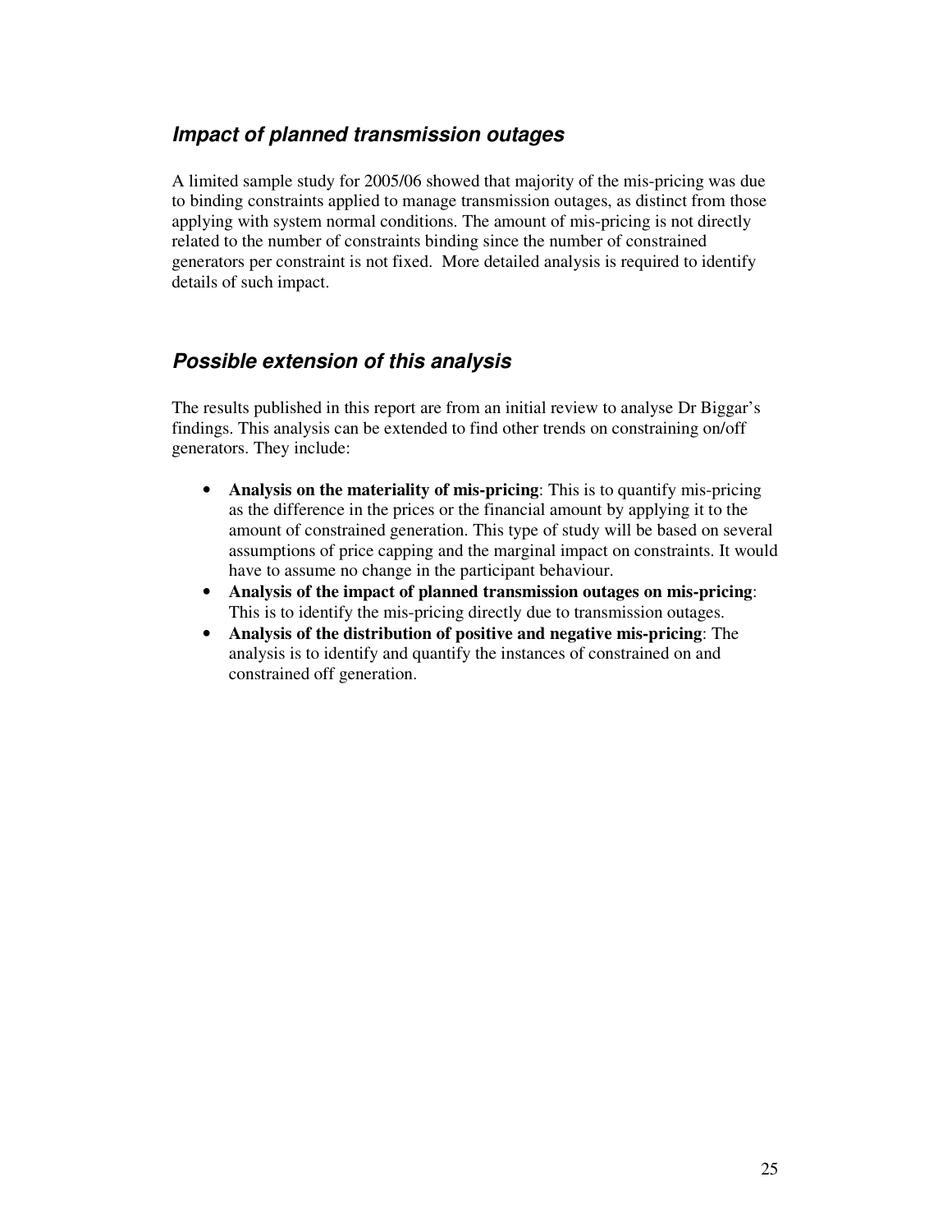## *Impact of planned transmission outages*

A limited sample study for 2005/06 showed that majority of the mis-pricing was due to binding constraints applied to manage transmission outages, as distinct from those applying with system normal conditions. The amount of mis-pricing is not directly related to the number of constraints binding since the number of constrained generators per constraint is not fixed. More detailed analysis is required to identify details of such impact.

## *Possible extension of this analysis*

The results published in this report are from an initial review to analyse Dr Biggar's findings. This analysis can be extended to find other trends on constraining on/off generators. They include:

- **Analysis on the materiality of mis-pricing**: This is to quantify mis-pricing as the difference in the prices or the financial amount by applying it to the amount of constrained generation. This type of study will be based on several assumptions of price capping and the marginal impact on constraints. It would have to assume no change in the participant behaviour.
- **Analysis of the impact of planned transmission outages on mis-pricing**: This is to identify the mis-pricing directly due to transmission outages.
- **Analysis of the distribution of positive and negative mis-pricing**: The analysis is to identify and quantify the instances of constrained on and constrained off generation.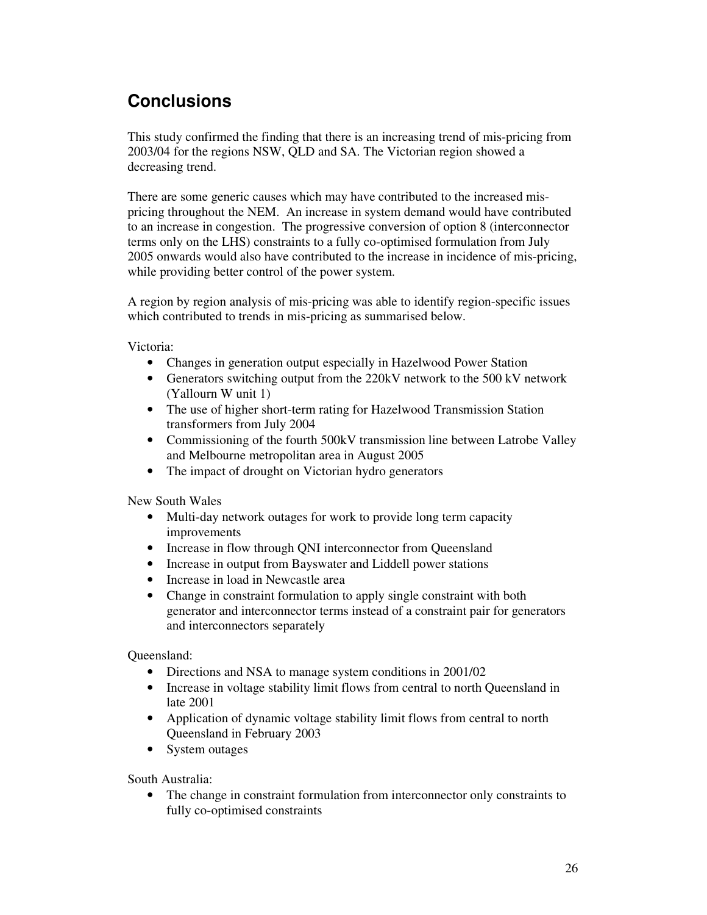## Conclusions

This study confirmed the finding that there is an increasing trend of mis-pricing from 2003/04 for the regions NSW, QLD and SA. The Victorian region showed a decreasing trend.

There are some generic causes which may have contributed to the increased mis-pricing throughout the NEM. An increase in system demand would have contributed to an increase in congestion. The progressive conversion of option 8 (interconnector terms only on the LHS) constraints to a fully co-optimised formulation from July 2005 onwards would also have contributed to the increase in incidence of mis-pricing, while providing better control of the power system.

A region by region analysis of mis-pricing was able to identify region-specific issues which contributed to trends in mis-pricing as summarised below.

Victoria:

- Changes in generation output especially in Hazelwood Power Station
- Generators switching output from the 220kV network to the 500 kV network (Yallourn W unit 1)
- The use of higher short-term rating for Hazelwood Transmission Station transformers from July 2004
- Commissioning of the fourth 500kV transmission line between Latrobe Valley and Melbourne metropolitan area in August 2005
- The impact of drought on Victorian hydro generators

New South Wales

- Multi-day network outages for work to provide long term capacity improvements
- Increase in flow through QNI interconnector from Queensland
- Increase in output from Bayswater and Liddell power stations
- Increase in load in Newcastle area
- Change in constraint formulation to apply single constraint with both generator and interconnector terms instead of a constraint pair for generators and interconnectors separately

Queensland:

- Directions and NSA to manage system conditions in 2001/02
- Increase in voltage stability limit flows from central to north Queensland in late 2001
- Application of dynamic voltage stability limit flows from central to north Queensland in February 2003
- System outages

South Australia:

- The change in constraint formulation from interconnector only constraints to fully co-optimised constraints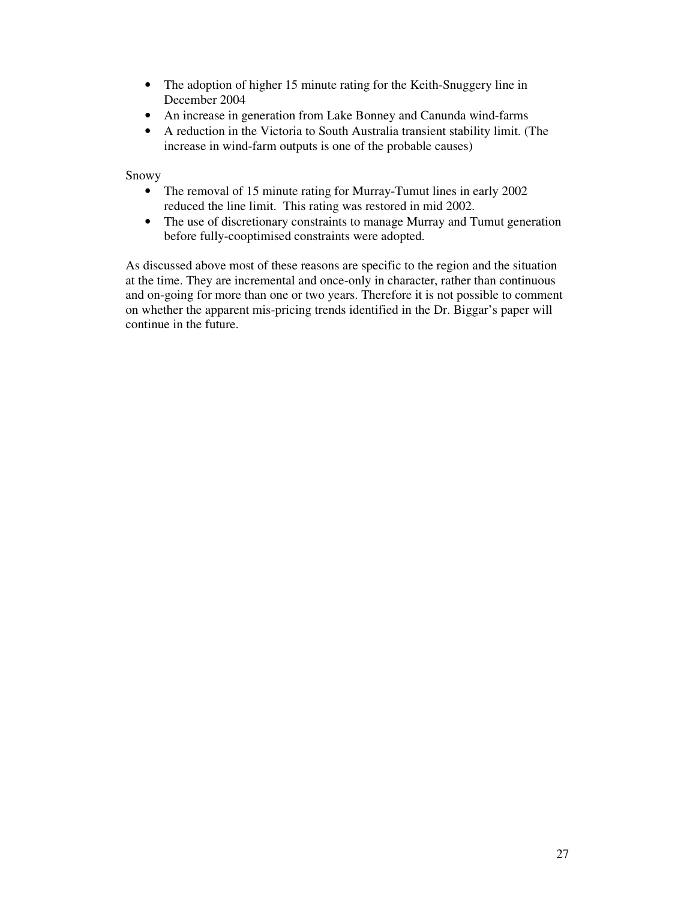- The adoption of higher 15 minute rating for the Keith-Snuggery line in December 2004
- An increase in generation from Lake Bonney and Canunda wind-farms
- A reduction in the Victoria to South Australia transient stability limit. (The increase in wind-farm outputs is one of the probable causes)

Snowy

- The removal of 15 minute rating for Murray-Tumut lines in early 2002 reduced the line limit. This rating was restored in mid 2002.
- The use of discretionary constraints to manage Murray and Tumut generation before fully-cooptimised constraints were adopted.

As discussed above most of these reasons are specific to the region and the situation at the time. They are incremental and once-only in character, rather than continuous and on-going for more than one or two years. Therefore it is not possible to comment on whether the apparent mis-pricing trends identified in the Dr. Biggar's paper will continue in the future.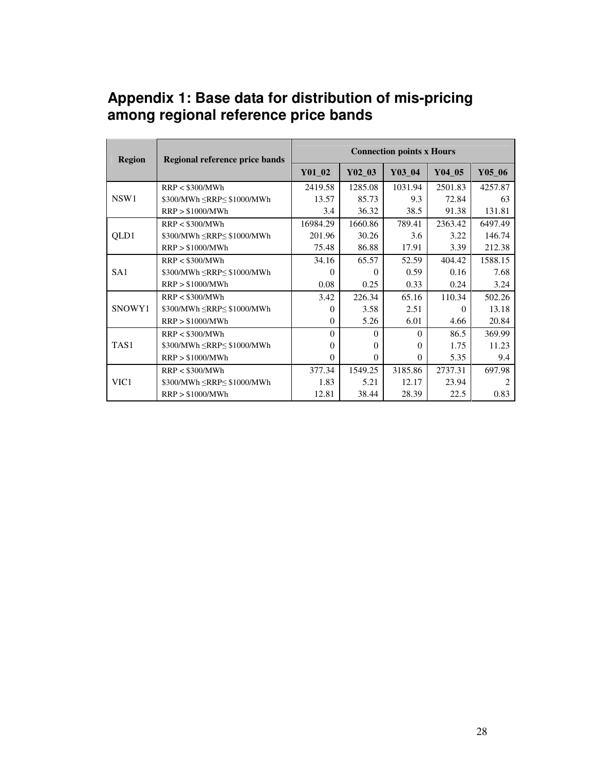## Appendix 1: Base data for distribution of mis-pricing among regional reference price bands

| Region | Regional reference price bands | Connection points x Hours | | | | |
|---|---|---|---|---|---|---|
| | | Y01_02 | Y02_03 | Y03_04 | Y04_05 | Y05_06 |
| NSW1 | RRP < $300/MWh | 2419.58 | 1285.08 | 1031.94 | 2501.83 | 4257.87 |
| | $300/MWh ≤RRP≤ $1000/MWh | 13.57 | 85.73 | 9.3 | 72.84 | 63 |
| | RRP > $1000/MWh | 3.4 | 36.32 | 38.5 | 91.38 | 131.81 |
| QLD1 | RRP < $300/MWh | 16984.29 | 1660.86 | 789.41 | 2363.42 | 6497.49 |
| | $300/MWh ≤RRP≤ $1000/MWh | 201.96 | 30.26 | 3.6 | 3.22 | 146.74 |
| | RRP > $1000/MWh | 75.48 | 86.88 | 17.91 | 3.39 | 212.38 |
| SA1 | RRP < $300/MWh | 34.16 | 65.57 | 52.59 | 404.42 | 1588.15 |
| | $300/MWh ≤RRP≤ $1000/MWh | 0 | 0 | 0.59 | 0.16 | 7.68 |
| | RRP > $1000/MWh | 0.08 | 0.25 | 0.33 | 0.24 | 3.24 |
| SNOWY1 | RRP < $300/MWh | 3.42 | 226.34 | 65.16 | 110.34 | 502.26 |
| | $300/MWh ≤RRP≤ $1000/MWh | 0 | 3.58 | 2.51 | 0 | 13.18 |
| | RRP > $1000/MWh | 0 | 5.26 | 6.01 | 4.66 | 20.84 |
| TAS1 | RRP < $300/MWh | 0 | 0 | 0 | 86.5 | 369.99 |
| | $300/MWh ≤RRP≤ $1000/MWh | 0 | 0 | 0 | 1.75 | 11.23 |
| | RRP > $1000/MWh | 0 | 0 | 0 | 5.35 | 9.4 |
| VIC1 | RRP < $300/MWh | 377.34 | 1549.25 | 3185.86 | 2737.31 | 697.98 |
| | $300/MWh ≤RRP≤ $1000/MWh | 1.83 | 5.21 | 12.17 | 23.94 | 2 |
| | RRP > $1000/MWh | 12.81 | 38.44 | 28.39 | 22.5 | 0.83 |